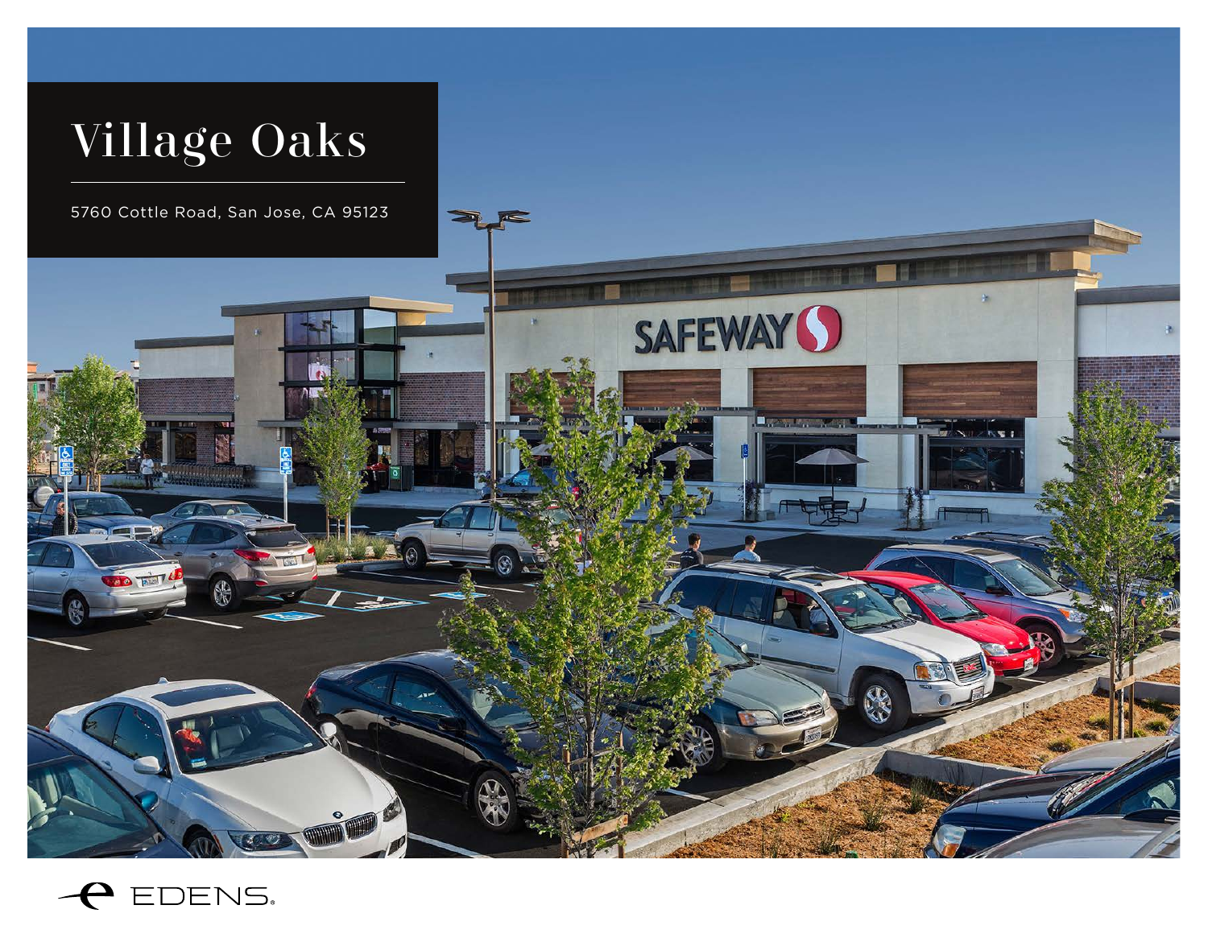# Village Oaks

5760 Cottle Road, San Jose, CA 95123

EDENS.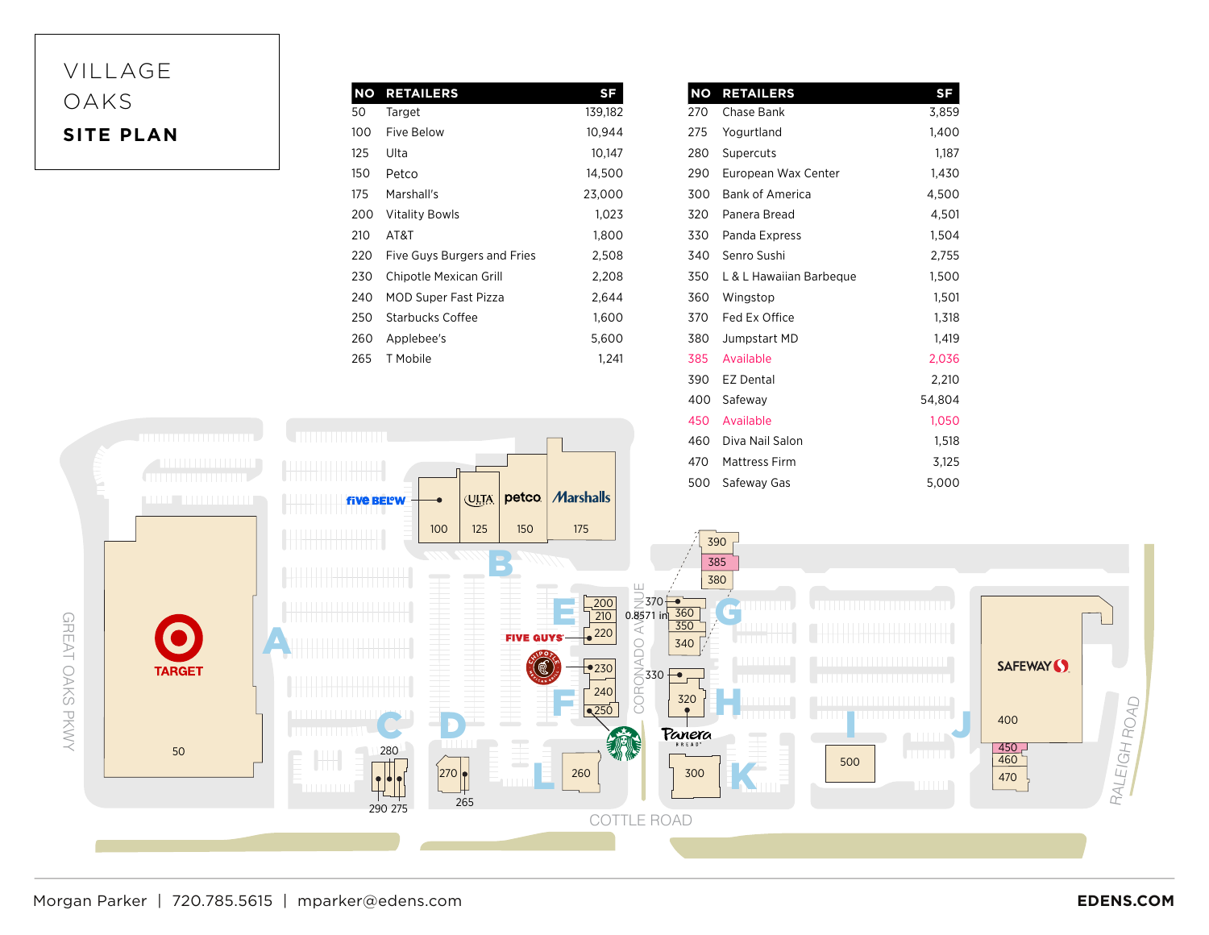# VILLAGE OAKS

## SITE PLAN

| NO | RETAILERS | SF |
|---|---|---|
| 50 | Target | 139,182 |
| 100 | Five Below | 10,944 |
| 125 | Ulta | 10,147 |
| 150 | Petco | 14,500 |
| 175 | Marshall's | 23,000 |
| 200 | Vitality Bowls | 1,023 |
| 210 | AT&T | 1,800 |
| 220 | Five Guys Burgers and Fries | 2,508 |
| 230 | Chipotle Mexican Grill | 2,208 |
| 240 | MOD Super Fast Pizza | 2,644 |
| 250 | Starbucks Coffee | 1,600 |
| 260 | Applebee's | 5,600 |
| 265 | T Mobile | 1,241 |

| NO | RETAILERS | SF |
|---|---|---|
| 270 | Chase Bank | 3,859 |
| 275 | Yogurtland | 1,400 |
| 280 | Supercuts | 1,187 |
| 290 | European Wax Center | 1,430 |
| 300 | Bank of America | 4,500 |
| 320 | Panera Bread | 4,501 |
| 330 | Panda Express | 1,504 |
| 340 | Senro Sushi | 2,755 |
| 350 | L & L Hawaiian Barbeque | 1,500 |
| 360 | Wingstop | 1,501 |
| 370 | Fed Ex Office | 1,318 |
| 380 | Jumpstart MD | 1,419 |
| 385 | Available | 2,036 |
| 390 | EZ Dental | 2,210 |
| 400 | Safeway | 54,804 |
| 450 | Available | 1,050 |
| 460 | Diva Nail Salon | 1,518 |
| 470 | Mattress Firm | 3,125 |
| 500 | Safeway Gas | 5,000 |

GREAT OAKS PKWY
CORONADO AVENUE
COTTLE ROAD
RALEIGH ROAD

TARGET
50
A
five BELOW
ULTA
petco
Marshalls
100 125 150 175
B
200
210
220
E
FIVE GUYS
230
240
250
F
C
280
290 275
D
270
265
L
260
370
360
350
340
G
390
385
380
330
320
H
Panera BREAD
300
K
500
I
J
SAFEWAY
400
450
460
470

Morgan Parker | 720.785.5615 | mparker@edens.com

EDENS.COM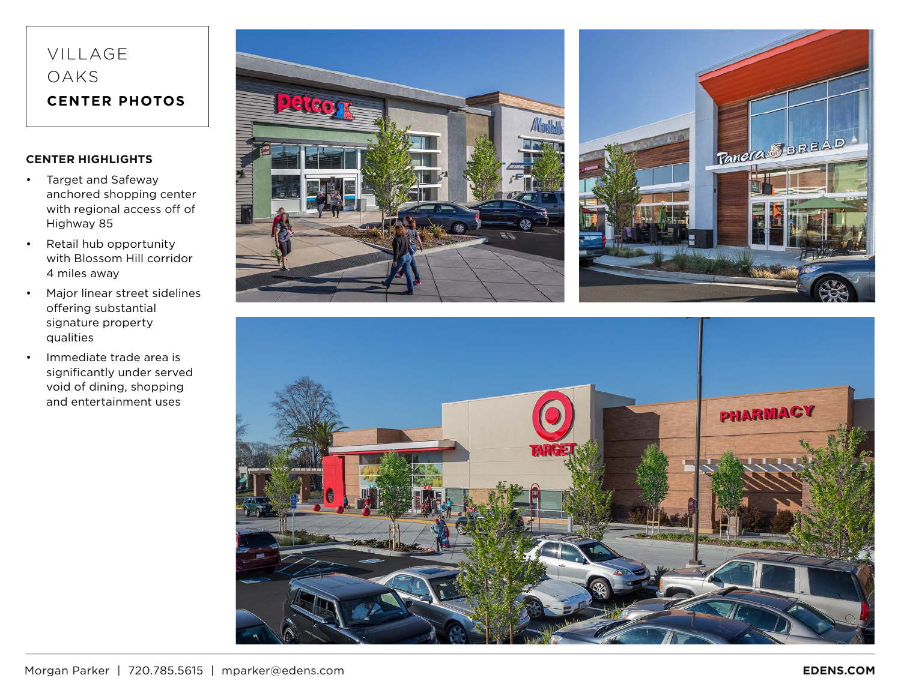# VILLAGE OAKS

## CENTER PHOTOS

### CENTER HIGHLIGHTS

- Target and Safeway anchored shopping center with regional access off of Highway 85
- Retail hub opportunity with Blossom Hill corridor 4 miles away
- Major linear street sidelines offering substantial signature property qualities
- Immediate trade area is significantly under served void of dining, shopping and entertainment uses

Morgan Parker | 720.785.5615 | mparker@edens.com

**EDENS.COM**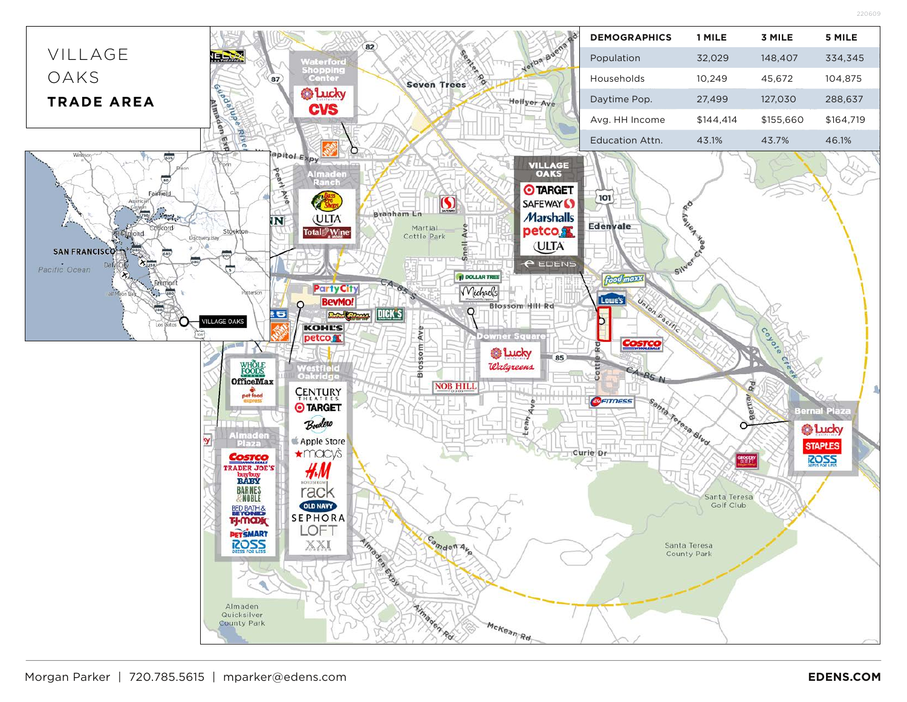# VILLAGE OAKS

## TRADE AREA

| DEMOGRAPHICS | 1 MILE | 3 MILE | 5 MILE |
|---|---|---|---|
| Population | 32,029 | 148,407 | 334,345 |
| Households | 10,249 | 45,672 | 104,875 |
| Daytime Pop. | 27,499 | 127,030 | 288,637 |
| Avg. HH Income | $144,414 | $155,660 | $164,719 |
| Education Attn. | 43.1% | 43.7% | 46.1% |

Waterford Shopping Center
Lucky
CVS

Almaden Ranch
Bass Pro Shops
ULTA
Total Wine & More

VILLAGE OAKS
TARGET
SAFEWAY
Marshalls
petco
ULTA
EDENS

Downer Square
Lucky
Walgreens

Westfield Oakridge
Century Theatres
TARGET
Boulevard
Apple Store
macy's
H&M
Nordstrom rack
OLD NAVY
SEPHORA
LOFT
XXI Forever

Almaden Plaza
Costco Wholesale
Trader Joe's
buybuy BABY
Barnes & Noble
Bed Bath & Beyond
T.J.maxx
PetSmart
ROSS

Whole Foods Market
OfficeMax
pet food express

Bernal Plaza
Lucky
STAPLES
ROSS

Party City
BevMo!
Retro Fitness
DICK'S Sporting Goods
KOHL'S
petco
Home Depot
Dollar Tree
Michaels
NOB HILL Foods
food maxx
LOWE'S
Costco Wholesale
24 Fitness
Grocery Outlet
Safeway

Seven Trees
Hellyer Ave
Yerba Buena Rd
Senter Rd
Capitol Expy
Pearl Ave
Branham Ln
Snell Ave
Martial Cottle Park
Edenvale
Silver Creek Valley Rd
Union Pacific
Coyote Creek
Blossom Hill Rd
Blossom Ave
Cottle Rd
Lean Ave
CA-85 S
CA-85 N
Santa Teresa Blvd
Bernal Rd
Curie Dr
Camden Ave
Almaden Expy
Almaden Rd
McKean Rd
Guadalupe River
Almaden Expy
Santa Teresa Golf Club
Santa Teresa County Park
Almaden Quicksilver County Park

SAN FRANCISCO
Pacific Ocean
Windsor
Dixon
Fairfield
American Canyon
Concord
Richmond
Stockton
Discovery Bay
Daly City
Fremont
Half Moon Bay
Los Gatos
Patterson
Ripon
VILLAGE OAKS

Morgan Parker | 720.785.5615 | mparker@edens.com

EDENS.COM